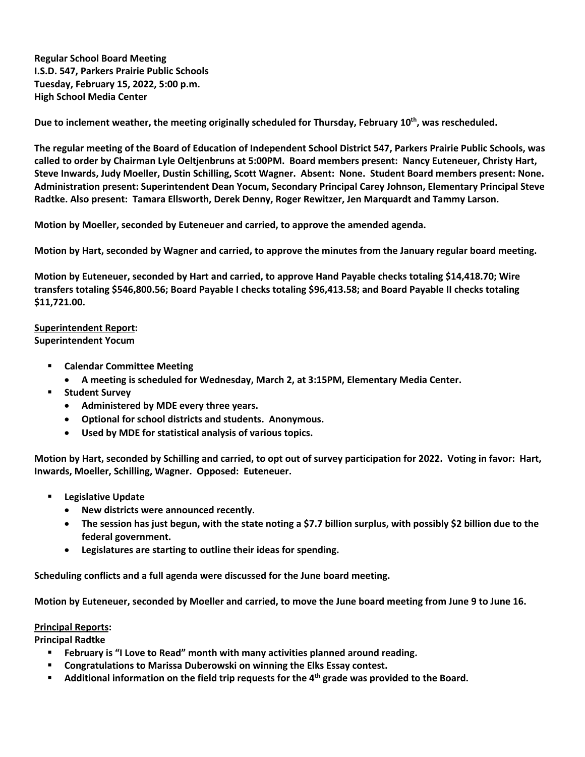**Regular School Board Meeting**
**I.S.D. 547, Parkers Prairie Public Schools**
**Tuesday, February 15, 2022, 5:00 p.m.**
**High School Media Center**

**Due to inclement weather, the meeting originally scheduled for Thursday, February 10th, was rescheduled.**

**The regular meeting of the Board of Education of Independent School District 547, Parkers Prairie Public Schools, was called to order by Chairman Lyle Oeltjenbruns at 5:00PM. Board members present: Nancy Euteneuer, Christy Hart, Steve Inwards, Judy Moeller, Dustin Schilling, Scott Wagner. Absent: None. Student Board members present: None. Administration present: Superintendent Dean Yocum, Secondary Principal Carey Johnson, Elementary Principal Steve Radtke. Also present: Tamara Ellsworth, Derek Denny, Roger Rewitzer, Jen Marquardt and Tammy Larson.**

**Motion by Moeller, seconded by Euteneuer and carried, to approve the amended agenda.**

**Motion by Hart, seconded by Wagner and carried, to approve the minutes from the January regular board meeting.**

**Motion by Euteneuer, seconded by Hart and carried, to approve Hand Payable checks totaling $14,418.70; Wire transfers totaling $546,800.56; Board Payable I checks totaling $96,413.58; and Board Payable II checks totaling $11,721.00.**

**Superintendent Report:**
**Superintendent Yocum**

- **Calendar Committee Meeting**
  - **A meeting is scheduled for Wednesday, March 2, at 3:15PM, Elementary Media Center.**
- **Student Survey**
  - **Administered by MDE every three years.**
  - **Optional for school districts and students. Anonymous.**
  - **Used by MDE for statistical analysis of various topics.**

**Motion by Hart, seconded by Schilling and carried, to opt out of survey participation for 2022. Voting in favor: Hart, Inwards, Moeller, Schilling, Wagner. Opposed: Euteneuer.**

- **Legislative Update**
  - **New districts were announced recently.**
  - **The session has just begun, with the state noting a $7.7 billion surplus, with possibly $2 billion due to the federal government.**
  - **Legislatures are starting to outline their ideas for spending.**

**Scheduling conflicts and a full agenda were discussed for the June board meeting.**

**Motion by Euteneuer, seconded by Moeller and carried, to move the June board meeting from June 9 to June 16.**

**Principal Reports:**
**Principal Radtke**

- **February is "I Love to Read" month with many activities planned around reading.**
- **Congratulations to Marissa Duberowski on winning the Elks Essay contest.**
- **Additional information on the field trip requests for the 4th grade was provided to the Board.**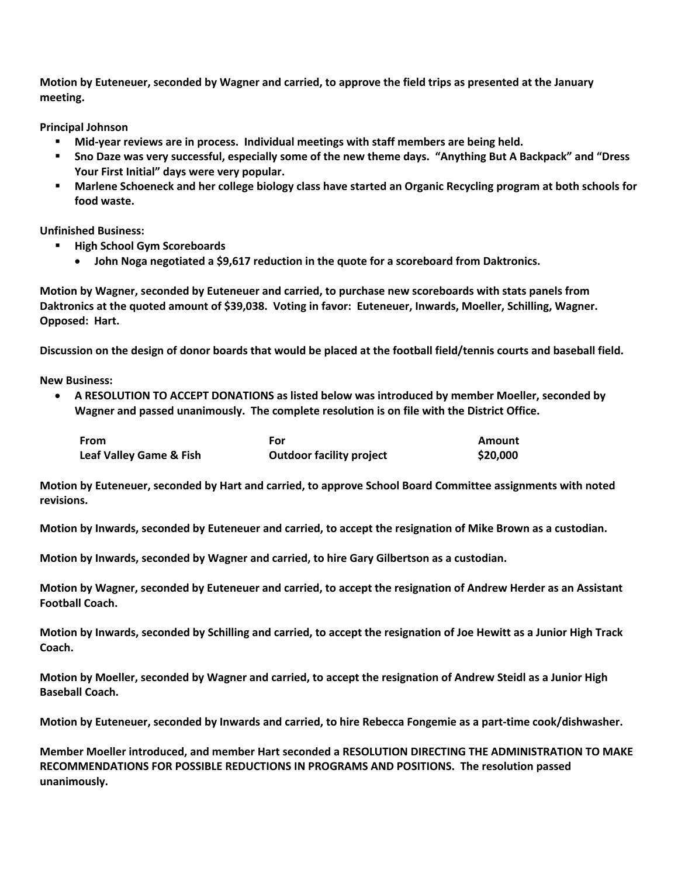**Motion by Euteneuer, seconded by Wagner and carried, to approve the field trips as presented at the January meeting.**

**Principal Johnson**

- **Mid-year reviews are in process. Individual meetings with staff members are being held.**
- **Sno Daze was very successful, especially some of the new theme days. "Anything But A Backpack" and "Dress Your First Initial" days were very popular.**
- **Marlene Schoeneck and her college biology class have started an Organic Recycling program at both schools for food waste.**

**Unfinished Business:**

- **High School Gym Scoreboards**
  - **John Noga negotiated a $9,617 reduction in the quote for a scoreboard from Daktronics.**

**Motion by Wagner, seconded by Euteneuer and carried, to purchase new scoreboards with stats panels from Daktronics at the quoted amount of $39,038. Voting in favor: Euteneuer, Inwards, Moeller, Schilling, Wagner. Opposed: Hart.**

**Discussion on the design of donor boards that would be placed at the football field/tennis courts and baseball field.**

**New Business:**

- **A RESOLUTION TO ACCEPT DONATIONS as listed below was introduced by member Moeller, seconded by Wagner and passed unanimously. The complete resolution is on file with the District Office.**

| From | For | Amount |
|---|---|---|
| Leaf Valley Game & Fish | Outdoor facility project | $20,000 |

**Motion by Euteneuer, seconded by Hart and carried, to approve School Board Committee assignments with noted revisions.**

**Motion by Inwards, seconded by Euteneuer and carried, to accept the resignation of Mike Brown as a custodian.**

**Motion by Inwards, seconded by Wagner and carried, to hire Gary Gilbertson as a custodian.**

**Motion by Wagner, seconded by Euteneuer and carried, to accept the resignation of Andrew Herder as an Assistant Football Coach.**

**Motion by Inwards, seconded by Schilling and carried, to accept the resignation of Joe Hewitt as a Junior High Track Coach.**

**Motion by Moeller, seconded by Wagner and carried, to accept the resignation of Andrew Steidl as a Junior High Baseball Coach.**

**Motion by Euteneuer, seconded by Inwards and carried, to hire Rebecca Fongemie as a part-time cook/dishwasher.**

**Member Moeller introduced, and member Hart seconded a RESOLUTION DIRECTING THE ADMINISTRATION TO MAKE RECOMMENDATIONS FOR POSSIBLE REDUCTIONS IN PROGRAMS AND POSITIONS. The resolution passed unanimously.**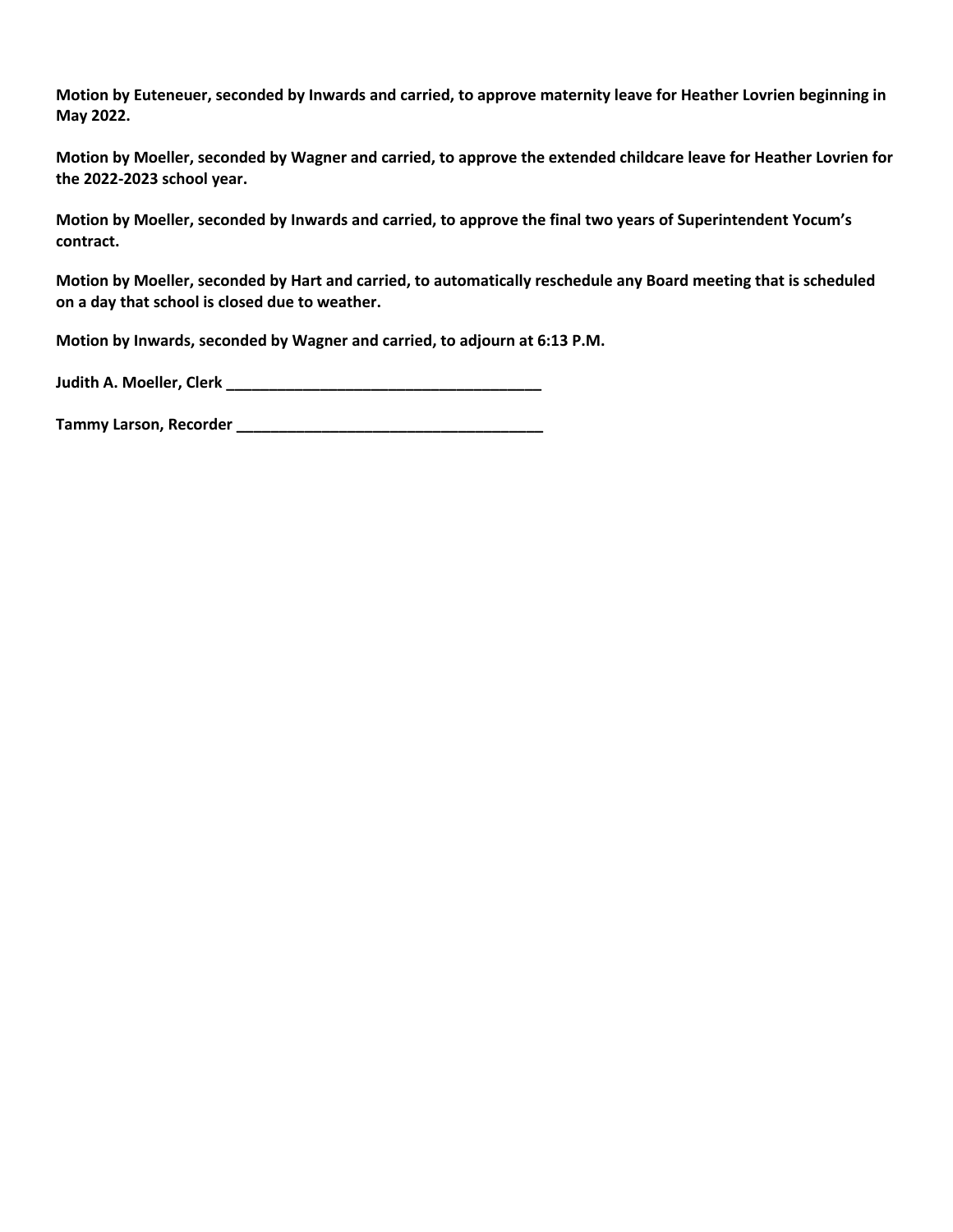**Motion by Euteneuer, seconded by Inwards and carried, to approve maternity leave for Heather Lovrien beginning in May 2022.**

**Motion by Moeller, seconded by Wagner and carried, to approve the extended childcare leave for Heather Lovrien for the 2022-2023 school year.**

**Motion by Moeller, seconded by Inwards and carried, to approve the final two years of Superintendent Yocum's contract.**

**Motion by Moeller, seconded by Hart and carried, to automatically reschedule any Board meeting that is scheduled on a day that school is closed due to weather.**

**Motion by Inwards, seconded by Wagner and carried, to adjourn at 6:13 P.M.**

**Judith A. Moeller, Clerk _____________________________________**

**Tammy Larson, Recorder ____________________________________**